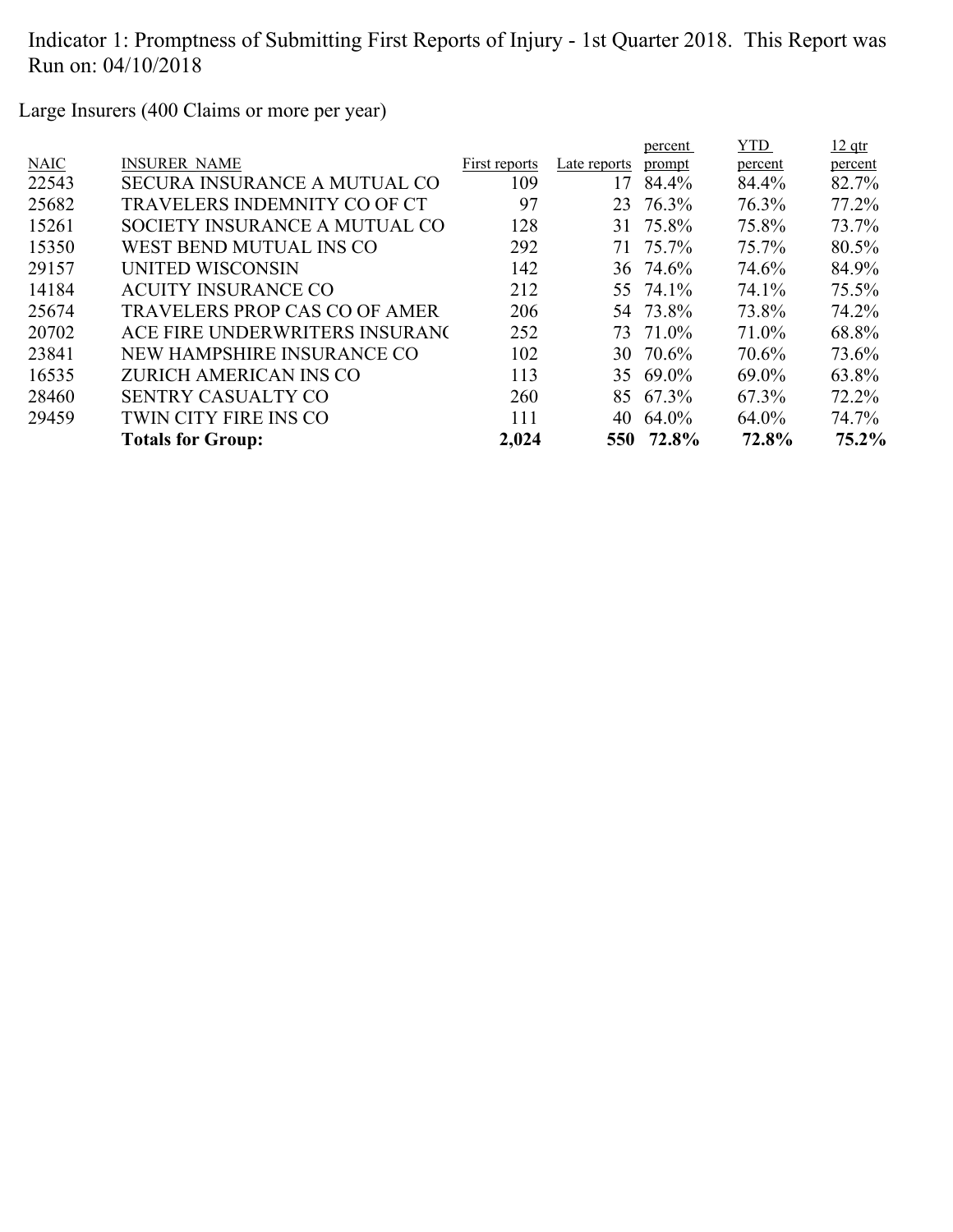Indicator 1: Promptness of Submitting First Reports of Injury - 1st Quarter 2018. This Report was Run on: 04/10/2018

Large Insurers (400 Claims or more per year)

| NAIC | INSURER NAME | First reports | Late reports | percent prompt | YTD percent | 12 qtr percent |
|---|---|---|---|---|---|---|
| 22543 | SECURA INSURANCE A MUTUAL CO | 109 | 17 | 84.4% | 84.4% | 82.7% |
| 25682 | TRAVELERS INDEMNITY CO OF CT | 97 | 23 | 76.3% | 76.3% | 77.2% |
| 15261 | SOCIETY INSURANCE A MUTUAL CO | 128 | 31 | 75.8% | 75.8% | 73.7% |
| 15350 | WEST BEND MUTUAL INS CO | 292 | 71 | 75.7% | 75.7% | 80.5% |
| 29157 | UNITED WISCONSIN | 142 | 36 | 74.6% | 74.6% | 84.9% |
| 14184 | ACUITY INSURANCE CO | 212 | 55 | 74.1% | 74.1% | 75.5% |
| 25674 | TRAVELERS PROP CAS CO OF AMER | 206 | 54 | 73.8% | 73.8% | 74.2% |
| 20702 | ACE FIRE UNDERWRITERS INSURANC | 252 | 73 | 71.0% | 71.0% | 68.8% |
| 23841 | NEW HAMPSHIRE INSURANCE CO | 102 | 30 | 70.6% | 70.6% | 73.6% |
| 16535 | ZURICH AMERICAN INS CO | 113 | 35 | 69.0% | 69.0% | 63.8% |
| 28460 | SENTRY CASUALTY CO | 260 | 85 | 67.3% | 67.3% | 72.2% |
| 29459 | TWIN CITY FIRE INS CO | 111 | 40 | 64.0% | 64.0% | 74.7% |
| | **Totals for Group:** | **2,024** | **550** | **72.8%** | **72.8%** | **75.2%** |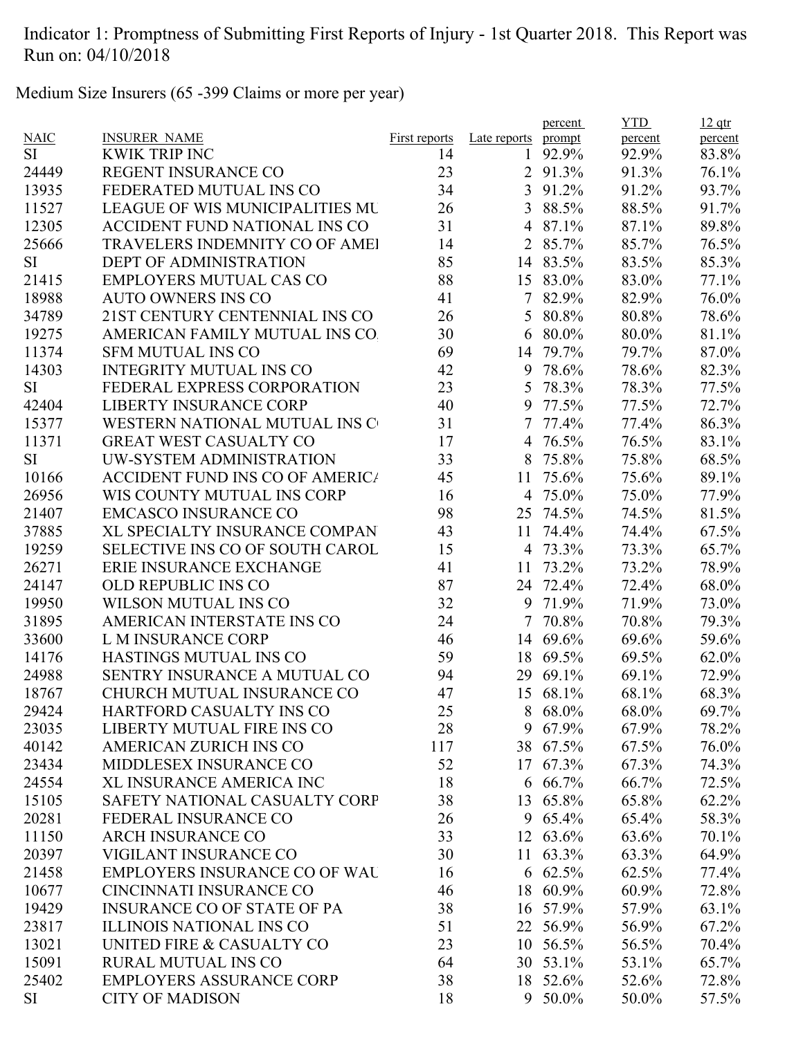Indicator 1: Promptness of Submitting First Reports of Injury - 1st Quarter 2018. This Report was Run on: 04/10/2018

Medium Size Insurers (65 -399 Claims or more per year)

| NAIC | INSURER_NAME | First reports | Late reports | percent prompt | YTD percent | 12 qtr percent |
|---|---|---|---|---|---|---|
| SI | KWIK TRIP INC | 14 | 1 | 92.9% | 92.9% | 83.8% |
| 24449 | REGENT INSURANCE CO | 23 | 2 | 91.3% | 91.3% | 76.1% |
| 13935 | FEDERATED MUTUAL INS CO | 34 | 3 | 91.2% | 91.2% | 93.7% |
| 11527 | LEAGUE OF WIS MUNICIPALITIES MU | 26 | 3 | 88.5% | 88.5% | 91.7% |
| 12305 | ACCIDENT FUND NATIONAL INS CO | 31 | 4 | 87.1% | 87.1% | 89.8% |
| 25666 | TRAVELERS INDEMNITY CO OF AMEI | 14 | 2 | 85.7% | 85.7% | 76.5% |
| SI | DEPT OF ADMINISTRATION | 85 | 14 | 83.5% | 83.5% | 85.3% |
| 21415 | EMPLOYERS MUTUAL CAS CO | 88 | 15 | 83.0% | 83.0% | 77.1% |
| 18988 | AUTO OWNERS INS CO | 41 | 7 | 82.9% | 82.9% | 76.0% |
| 34789 | 21ST CENTURY CENTENNIAL INS CO | 26 | 5 | 80.8% | 80.8% | 78.6% |
| 19275 | AMERICAN FAMILY MUTUAL INS CO. | 30 | 6 | 80.0% | 80.0% | 81.1% |
| 11374 | SFM MUTUAL INS CO | 69 | 14 | 79.7% | 79.7% | 87.0% |
| 14303 | INTEGRITY MUTUAL INS CO | 42 | 9 | 78.6% | 78.6% | 82.3% |
| SI | FEDERAL EXPRESS CORPORATION | 23 | 5 | 78.3% | 78.3% | 77.5% |
| 42404 | LIBERTY INSURANCE CORP | 40 | 9 | 77.5% | 77.5% | 72.7% |
| 15377 | WESTERN NATIONAL MUTUAL INS C | 31 | 7 | 77.4% | 77.4% | 86.3% |
| 11371 | GREAT WEST CASUALTY CO | 17 | 4 | 76.5% | 76.5% | 83.1% |
| SI | UW-SYSTEM ADMINISTRATION | 33 | 8 | 75.8% | 75.8% | 68.5% |
| 10166 | ACCIDENT FUND INS CO OF AMERICA | 45 | 11 | 75.6% | 75.6% | 89.1% |
| 26956 | WIS COUNTY MUTUAL INS CORP | 16 | 4 | 75.0% | 75.0% | 77.9% |
| 21407 | EMCASCO INSURANCE CO | 98 | 25 | 74.5% | 74.5% | 81.5% |
| 37885 | XL SPECIALTY INSURANCE COMPAN | 43 | 11 | 74.4% | 74.4% | 67.5% |
| 19259 | SELECTIVE INS CO OF SOUTH CAROL | 15 | 4 | 73.3% | 73.3% | 65.7% |
| 26271 | ERIE INSURANCE EXCHANGE | 41 | 11 | 73.2% | 73.2% | 78.9% |
| 24147 | OLD REPUBLIC INS CO | 87 | 24 | 72.4% | 72.4% | 68.0% |
| 19950 | WILSON MUTUAL INS CO | 32 | 9 | 71.9% | 71.9% | 73.0% |
| 31895 | AMERICAN INTERSTATE INS CO | 24 | 7 | 70.8% | 70.8% | 79.3% |
| 33600 | L M INSURANCE CORP | 46 | 14 | 69.6% | 69.6% | 59.6% |
| 14176 | HASTINGS MUTUAL INS CO | 59 | 18 | 69.5% | 69.5% | 62.0% |
| 24988 | SENTRY INSURANCE A MUTUAL CO | 94 | 29 | 69.1% | 69.1% | 72.9% |
| 18767 | CHURCH MUTUAL INSURANCE CO | 47 | 15 | 68.1% | 68.1% | 68.3% |
| 29424 | HARTFORD CASUALTY INS CO | 25 | 8 | 68.0% | 68.0% | 69.7% |
| 23035 | LIBERTY MUTUAL FIRE INS CO | 28 | 9 | 67.9% | 67.9% | 78.2% |
| 40142 | AMERICAN ZURICH INS CO | 117 | 38 | 67.5% | 67.5% | 76.0% |
| 23434 | MIDDLESEX INSURANCE CO | 52 | 17 | 67.3% | 67.3% | 74.3% |
| 24554 | XL INSURANCE AMERICA INC | 18 | 6 | 66.7% | 66.7% | 72.5% |
| 15105 | SAFETY NATIONAL CASUALTY CORP | 38 | 13 | 65.8% | 65.8% | 62.2% |
| 20281 | FEDERAL INSURANCE CO | 26 | 9 | 65.4% | 65.4% | 58.3% |
| 11150 | ARCH INSURANCE CO | 33 | 12 | 63.6% | 63.6% | 70.1% |
| 20397 | VIGILANT INSURANCE CO | 30 | 11 | 63.3% | 63.3% | 64.9% |
| 21458 | EMPLOYERS INSURANCE CO OF WAU | 16 | 6 | 62.5% | 62.5% | 77.4% |
| 10677 | CINCINNATI INSURANCE CO | 46 | 18 | 60.9% | 60.9% | 72.8% |
| 19429 | INSURANCE CO OF STATE OF PA | 38 | 16 | 57.9% | 57.9% | 63.1% |
| 23817 | ILLINOIS NATIONAL INS CO | 51 | 22 | 56.9% | 56.9% | 67.2% |
| 13021 | UNITED FIRE & CASUALTY CO | 23 | 10 | 56.5% | 56.5% | 70.4% |
| 15091 | RURAL MUTUAL INS CO | 64 | 30 | 53.1% | 53.1% | 65.7% |
| 25402 | EMPLOYERS ASSURANCE CORP | 38 | 18 | 52.6% | 52.6% | 72.8% |
| SI | CITY OF MADISON | 18 | 9 | 50.0% | 50.0% | 57.5% |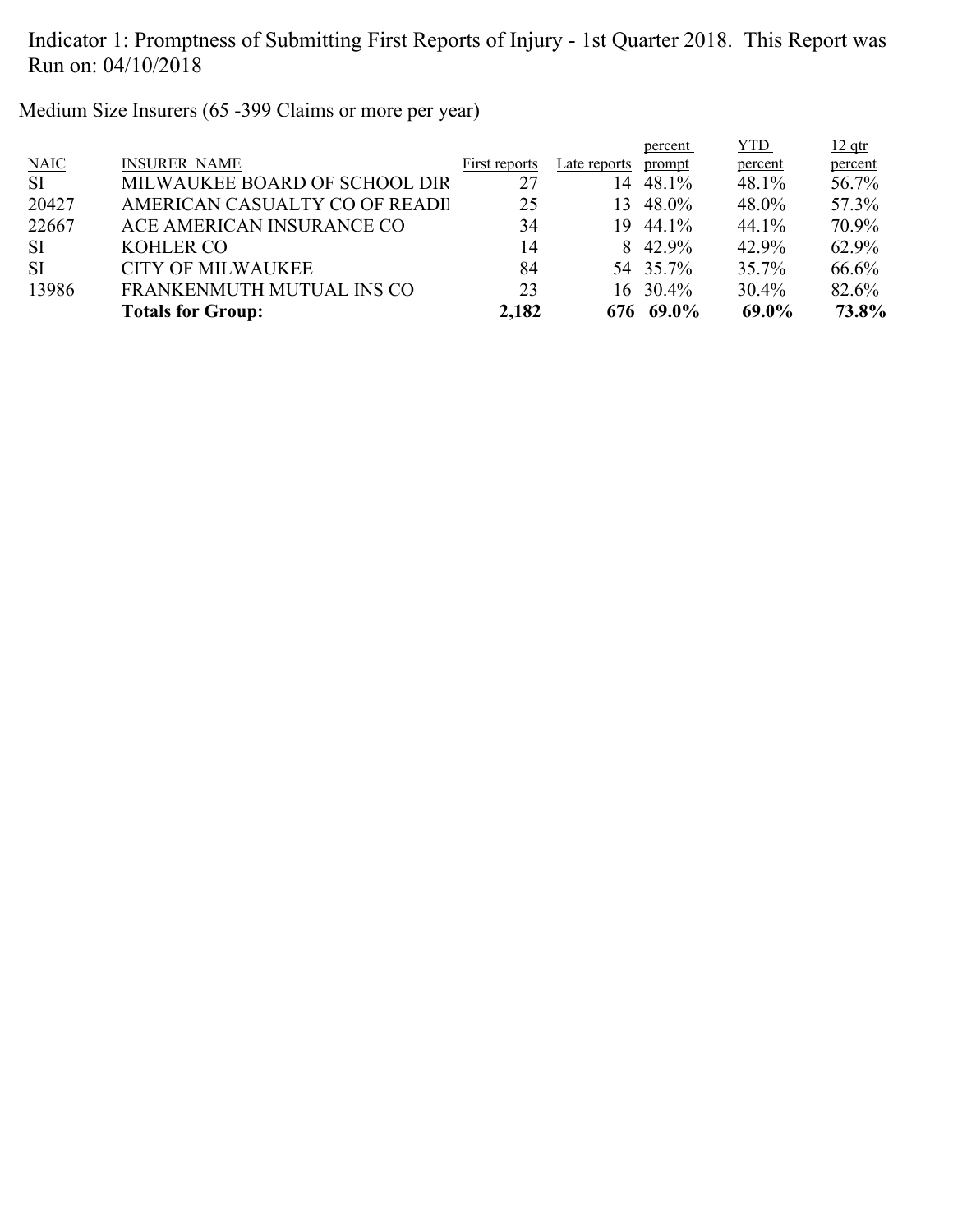Indicator 1: Promptness of Submitting First Reports of Injury - 1st Quarter 2018. This Report was Run on: 04/10/2018

Medium Size Insurers (65 -399 Claims or more per year)

| NAIC | INSURER NAME | First reports | Late reports | percent prompt | YTD percent | 12 qtr percent |
|---|---|---|---|---|---|---|
| SI | MILWAUKEE BOARD OF SCHOOL DIR | 27 | 14 | 48.1% | 48.1% | 56.7% |
| 20427 | AMERICAN CASUALTY CO OF READI | 25 | 13 | 48.0% | 48.0% | 57.3% |
| 22667 | ACE AMERICAN INSURANCE CO | 34 | 19 | 44.1% | 44.1% | 70.9% |
| SI | KOHLER CO | 14 | 8 | 42.9% | 42.9% | 62.9% |
| SI | CITY OF MILWAUKEE | 84 | 54 | 35.7% | 35.7% | 66.6% |
| 13986 | FRANKENMUTH MUTUAL INS CO | 23 | 16 | 30.4% | 30.4% | 82.6% |
| | **Totals for Group:** | **2,182** | **676** | **69.0%** | **69.0%** | **73.8%** |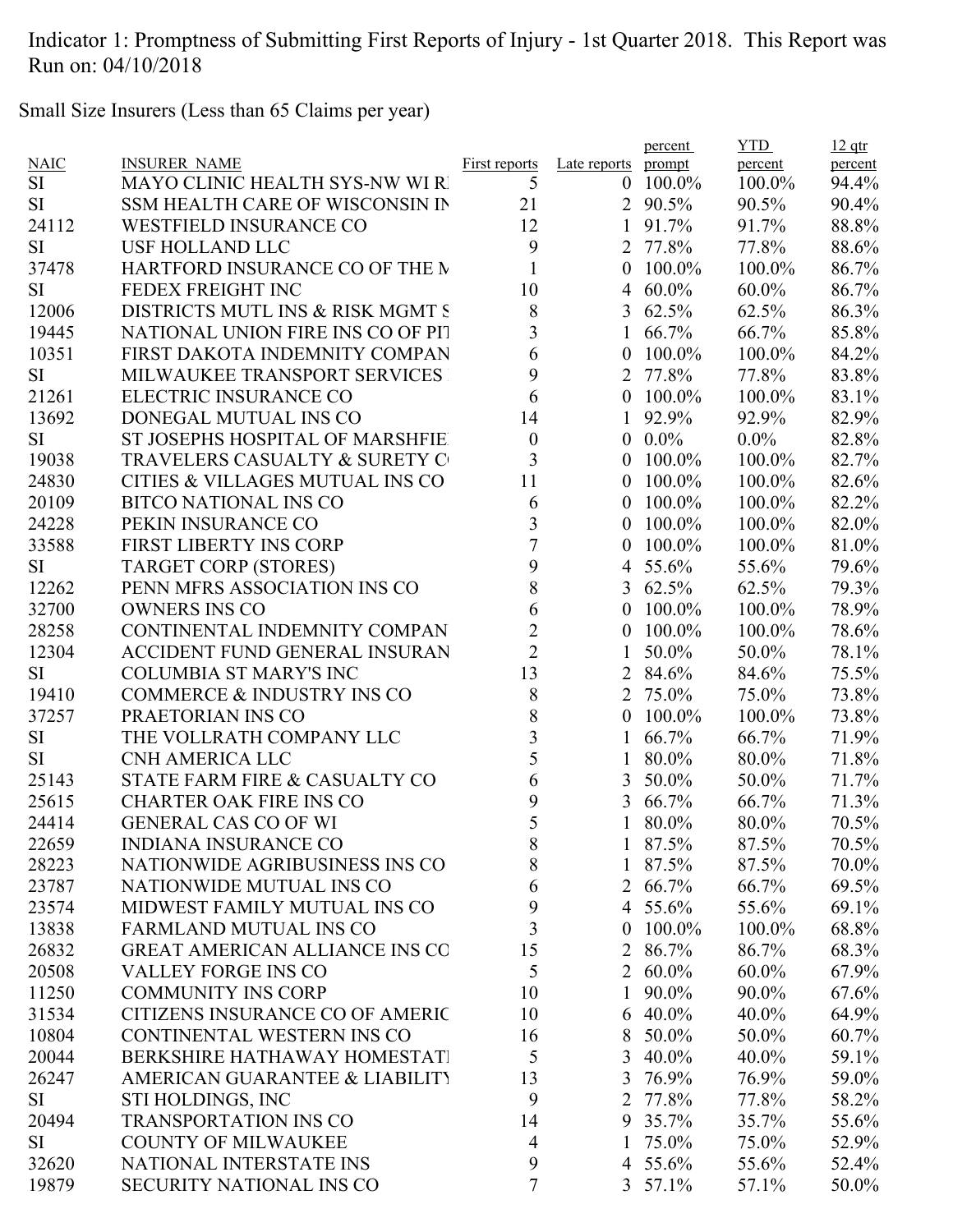Indicator 1: Promptness of Submitting First Reports of Injury - 1st Quarter 2018. This Report was Run on: 04/10/2018

Small Size Insurers (Less than 65 Claims per year)

| NAIC | INSURER_NAME | First reports | Late reports | percent prompt | YTD percent | 12 qtr percent |
|---|---|---|---|---|---|---|
| SI | MAYO CLINIC HEALTH SYS-NW WI R | 5 | 0 | 100.0% | 100.0% | 94.4% |
| SI | SSM HEALTH CARE OF WISCONSIN IN | 21 | 2 | 90.5% | 90.5% | 90.4% |
| 24112 | WESTFIELD INSURANCE CO | 12 | 1 | 91.7% | 91.7% | 88.8% |
| SI | USF HOLLAND LLC | 9 | 2 | 77.8% | 77.8% | 88.6% |
| 37478 | HARTFORD INSURANCE CO OF THE M | 1 | 0 | 100.0% | 100.0% | 86.7% |
| SI | FEDEX FREIGHT INC | 10 | 4 | 60.0% | 60.0% | 86.7% |
| 12006 | DISTRICTS MUTL INS & RISK MGMT S | 8 | 3 | 62.5% | 62.5% | 86.3% |
| 19445 | NATIONAL UNION FIRE INS CO OF PIT | 3 | 1 | 66.7% | 66.7% | 85.8% |
| 10351 | FIRST DAKOTA INDEMNITY COMPAN | 6 | 0 | 100.0% | 100.0% | 84.2% |
| SI | MILWAUKEE TRANSPORT SERVICES | 9 | 2 | 77.8% | 77.8% | 83.8% |
| 21261 | ELECTRIC INSURANCE CO | 6 | 0 | 100.0% | 100.0% | 83.1% |
| 13692 | DONEGAL MUTUAL INS CO | 14 | 1 | 92.9% | 92.9% | 82.9% |
| SI | ST JOSEPHS HOSPITAL OF MARSHFIE | 0 | 0 | 0.0% | 0.0% | 82.8% |
| 19038 | TRAVELERS CASUALTY & SURETY C | 3 | 0 | 100.0% | 100.0% | 82.7% |
| 24830 | CITIES & VILLAGES MUTUAL INS CO | 11 | 0 | 100.0% | 100.0% | 82.6% |
| 20109 | BITCO NATIONAL INS CO | 6 | 0 | 100.0% | 100.0% | 82.2% |
| 24228 | PEKIN INSURANCE CO | 3 | 0 | 100.0% | 100.0% | 82.0% |
| 33588 | FIRST LIBERTY INS CORP | 7 | 0 | 100.0% | 100.0% | 81.0% |
| SI | TARGET CORP (STORES) | 9 | 4 | 55.6% | 55.6% | 79.6% |
| 12262 | PENN MFRS ASSOCIATION INS CO | 8 | 3 | 62.5% | 62.5% | 79.3% |
| 32700 | OWNERS INS CO | 6 | 0 | 100.0% | 100.0% | 78.9% |
| 28258 | CONTINENTAL INDEMNITY COMPAN | 2 | 0 | 100.0% | 100.0% | 78.6% |
| 12304 | ACCIDENT FUND GENERAL INSURAN | 2 | 1 | 50.0% | 50.0% | 78.1% |
| SI | COLUMBIA ST MARY'S INC | 13 | 2 | 84.6% | 84.6% | 75.5% |
| 19410 | COMMERCE & INDUSTRY INS CO | 8 | 2 | 75.0% | 75.0% | 73.8% |
| 37257 | PRAETORIAN INS CO | 8 | 0 | 100.0% | 100.0% | 73.8% |
| SI | THE VOLLRATH COMPANY LLC | 3 | 1 | 66.7% | 66.7% | 71.9% |
| SI | CNH AMERICA LLC | 5 | 1 | 80.0% | 80.0% | 71.8% |
| 25143 | STATE FARM FIRE & CASUALTY CO | 6 | 3 | 50.0% | 50.0% | 71.7% |
| 25615 | CHARTER OAK FIRE INS CO | 9 | 3 | 66.7% | 66.7% | 71.3% |
| 24414 | GENERAL CAS CO OF WI | 5 | 1 | 80.0% | 80.0% | 70.5% |
| 22659 | INDIANA INSURANCE CO | 8 | 1 | 87.5% | 87.5% | 70.5% |
| 28223 | NATIONWIDE AGRIBUSINESS INS CO | 8 | 1 | 87.5% | 87.5% | 70.0% |
| 23787 | NATIONWIDE MUTUAL INS CO | 6 | 2 | 66.7% | 66.7% | 69.5% |
| 23574 | MIDWEST FAMILY MUTUAL INS CO | 9 | 4 | 55.6% | 55.6% | 69.1% |
| 13838 | FARMLAND MUTUAL INS CO | 3 | 0 | 100.0% | 100.0% | 68.8% |
| 26832 | GREAT AMERICAN ALLIANCE INS CO | 15 | 2 | 86.7% | 86.7% | 68.3% |
| 20508 | VALLEY FORGE INS CO | 5 | 2 | 60.0% | 60.0% | 67.9% |
| 11250 | COMMUNITY INS CORP | 10 | 1 | 90.0% | 90.0% | 67.6% |
| 31534 | CITIZENS INSURANCE CO OF AMERIC | 10 | 6 | 40.0% | 40.0% | 64.9% |
| 10804 | CONTINENTAL WESTERN INS CO | 16 | 8 | 50.0% | 50.0% | 60.7% |
| 20044 | BERKSHIRE HATHAWAY HOMESTATE | 5 | 3 | 40.0% | 40.0% | 59.1% |
| 26247 | AMERICAN GUARANTEE & LIABILITY | 13 | 3 | 76.9% | 76.9% | 59.0% |
| SI | STI HOLDINGS, INC | 9 | 2 | 77.8% | 77.8% | 58.2% |
| 20494 | TRANSPORTATION INS CO | 14 | 9 | 35.7% | 35.7% | 55.6% |
| SI | COUNTY OF MILWAUKEE | 4 | 1 | 75.0% | 75.0% | 52.9% |
| 32620 | NATIONAL INTERSTATE INS | 9 | 4 | 55.6% | 55.6% | 52.4% |
| 19879 | SECURITY NATIONAL INS CO | 7 | 3 | 57.1% | 57.1% | 50.0% |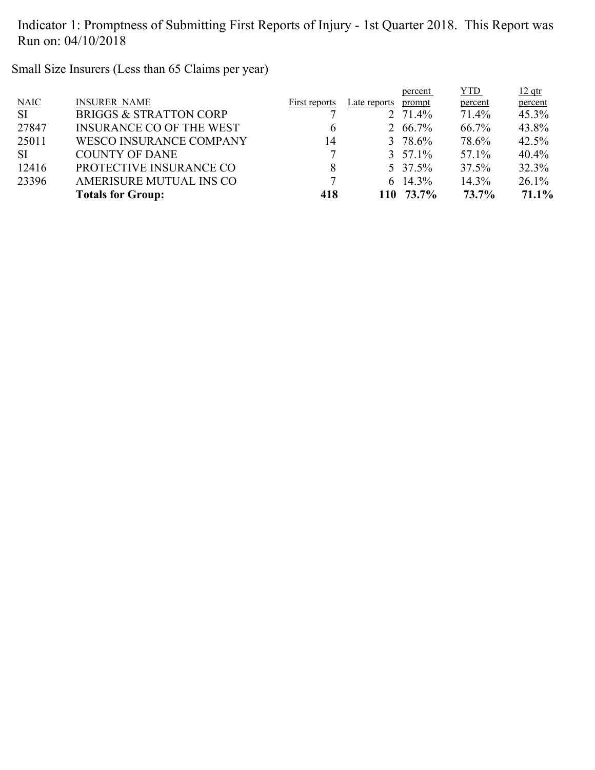Indicator 1: Promptness of Submitting First Reports of Injury - 1st Quarter 2018. This Report was Run on: 04/10/2018

Small Size Insurers (Less than 65 Claims per year)

| NAIC | INSURER NAME | First reports | Late reports | percent prompt | YTD percent | 12 qtr percent |
|---|---|---|---|---|---|---|
| SI | BRIGGS & STRATTON CORP | 7 | 2 | 71.4% | 71.4% | 45.3% |
| 27847 | INSURANCE CO OF THE WEST | 6 | 2 | 66.7% | 66.7% | 43.8% |
| 25011 | WESCO INSURANCE COMPANY | 14 | 3 | 78.6% | 78.6% | 42.5% |
| SI | COUNTY OF DANE | 7 | 3 | 57.1% | 57.1% | 40.4% |
| 12416 | PROTECTIVE INSURANCE CO | 8 | 5 | 37.5% | 37.5% | 32.3% |
| 23396 | AMERISURE MUTUAL INS CO | 7 | 6 | 14.3% | 14.3% | 26.1% |
| | **Totals for Group:** | **418** | **110** | **73.7%** | **73.7%** | **71.1%** |